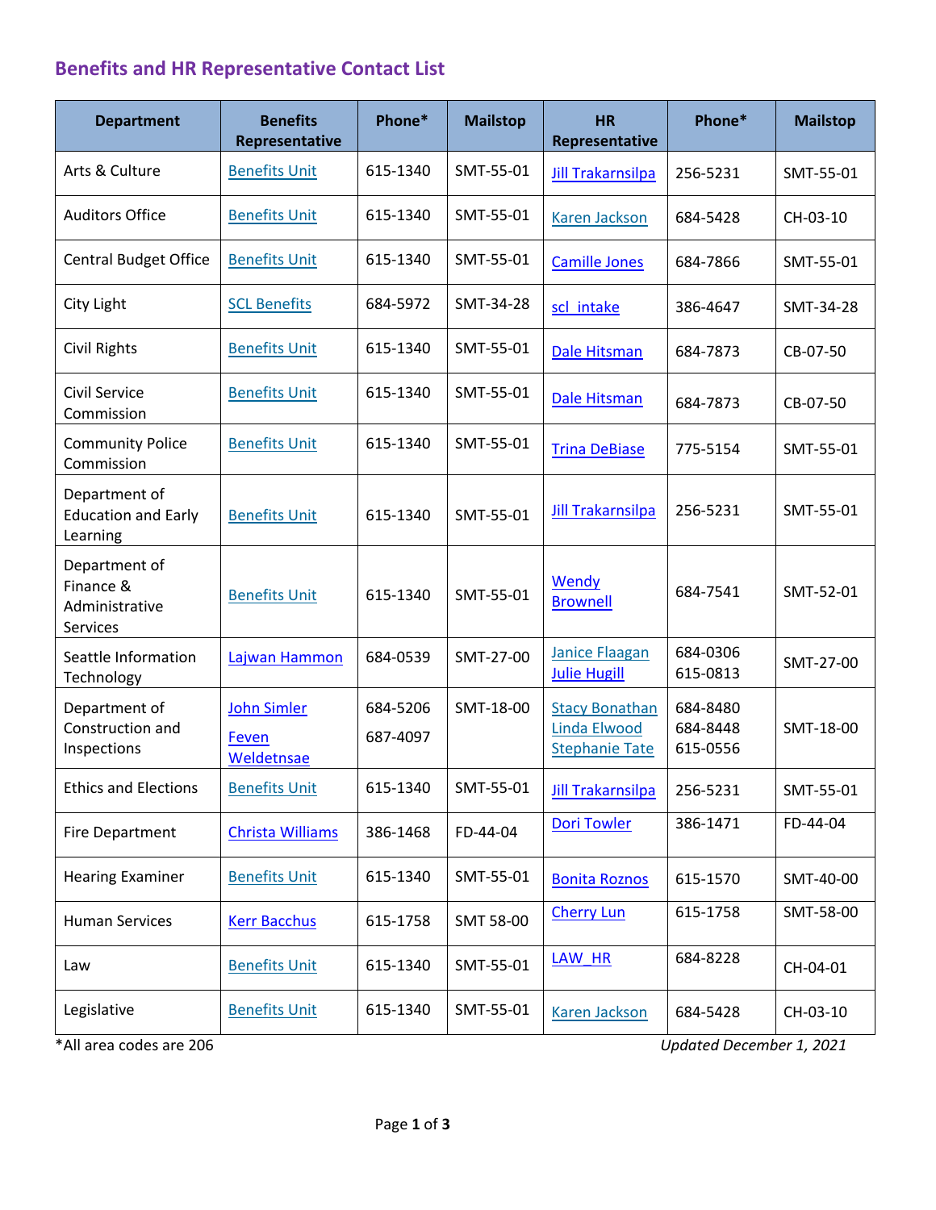## Benefits and HR Representative Contact List

| Department | Benefits Representative | Phone* | Mailstop | HR Representative | Phone* | Mailstop |
|---|---|---|---|---|---|---|
| Arts & Culture | Benefits Unit | 615-1340 | SMT-55-01 | Jill Trakarnsilpa | 256-5231 | SMT-55-01 |
| Auditors Office | Benefits Unit | 615-1340 | SMT-55-01 | Karen Jackson | 684-5428 | CH-03-10 |
| Central Budget Office | Benefits Unit | 615-1340 | SMT-55-01 | Camille Jones | 684-7866 | SMT-55-01 |
| City Light | SCL Benefits | 684-5972 | SMT-34-28 | scl_intake | 386-4647 | SMT-34-28 |
| Civil Rights | Benefits Unit | 615-1340 | SMT-55-01 | Dale Hitsman | 684-7873 | CB-07-50 |
| Civil Service Commission | Benefits Unit | 615-1340 | SMT-55-01 | Dale Hitsman | 684-7873 | CB-07-50 |
| Community Police Commission | Benefits Unit | 615-1340 | SMT-55-01 | Trina DeBiase | 775-5154 | SMT-55-01 |
| Department of Education and Early Learning | Benefits Unit | 615-1340 | SMT-55-01 | Jill Trakarnsilpa | 256-5231 | SMT-55-01 |
| Department of Finance & Administrative Services | Benefits Unit | 615-1340 | SMT-55-01 | Wendy Brownell | 684-7541 | SMT-52-01 |
| Seattle Information Technology | Lajwan Hammon | 684-0539 | SMT-27-00 | Janice Flaagan<br>Julie Hugill | 684-0306<br>615-0813 | SMT-27-00 |
| Department of Construction and Inspections | John Simler<br>Feven Weldetnsae | 684-5206<br>687-4097 | SMT-18-00 | Stacy Bonathan<br>Linda Elwood<br>Stephanie Tate | 684-8480<br>684-8448<br>615-0556 | SMT-18-00 |
| Ethics and Elections | Benefits Unit | 615-1340 | SMT-55-01 | Jill Trakarnsilpa | 256-5231 | SMT-55-01 |
| Fire Department | Christa Williams | 386-1468 | FD-44-04 | Dori Towler | 386-1471 | FD-44-04 |
| Hearing Examiner | Benefits Unit | 615-1340 | SMT-55-01 | Bonita Roznos | 615-1570 | SMT-40-00 |
| Human Services | Kerr Bacchus | 615-1758 | SMT 58-00 | Cherry Lun | 615-1758 | SMT-58-00 |
| Law | Benefits Unit | 615-1340 | SMT-55-01 | LAW_HR | 684-8228 | CH-04-01 |
| Legislative | Benefits Unit | 615-1340 | SMT-55-01 | Karen Jackson | 684-5428 | CH-03-10 |

*All area codes are 206

*Updated December 1, 2021*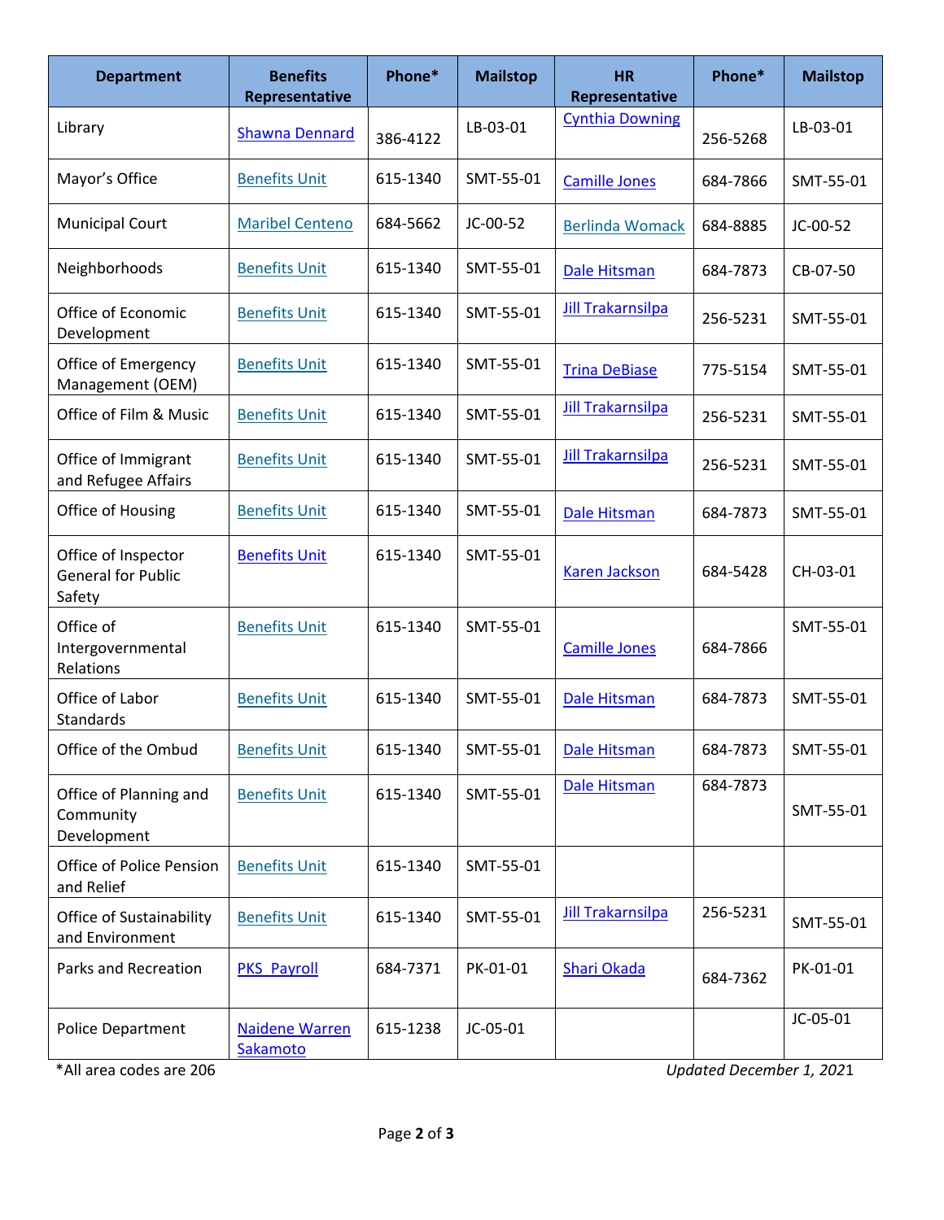| Department | Benefits Representative | Phone* | Mailstop | HR Representative | Phone* | Mailstop |
| --- | --- | --- | --- | --- | --- | --- |
| Library | Shawna Dennard | 386-4122 | LB-03-01 | Cynthia Downing | 256-5268 | LB-03-01 |
| Mayor's Office | Benefits Unit | 615-1340 | SMT-55-01 | Camille Jones | 684-7866 | SMT-55-01 |
| Municipal Court | Maribel Centeno | 684-5662 | JC-00-52 | Berlinda Womack | 684-8885 | JC-00-52 |
| Neighborhoods | Benefits Unit | 615-1340 | SMT-55-01 | Dale Hitsman | 684-7873 | CB-07-50 |
| Office of Economic Development | Benefits Unit | 615-1340 | SMT-55-01 | Jill Trakarnsilpa | 256-5231 | SMT-55-01 |
| Office of Emergency Management (OEM) | Benefits Unit | 615-1340 | SMT-55-01 | Trina DeBiase | 775-5154 | SMT-55-01 |
| Office of Film & Music | Benefits Unit | 615-1340 | SMT-55-01 | Jill Trakarnsilpa | 256-5231 | SMT-55-01 |
| Office of Immigrant and Refugee Affairs | Benefits Unit | 615-1340 | SMT-55-01 | Jill Trakarnsilpa | 256-5231 | SMT-55-01 |
| Office of Housing | Benefits Unit | 615-1340 | SMT-55-01 | Dale Hitsman | 684-7873 | SMT-55-01 |
| Office of Inspector General for Public Safety | Benefits Unit | 615-1340 | SMT-55-01 | Karen Jackson | 684-5428 | CH-03-01 |
| Office of Intergovernmental Relations | Benefits Unit | 615-1340 | SMT-55-01 | Camille Jones | 684-7866 | SMT-55-01 |
| Office of Labor Standards | Benefits Unit | 615-1340 | SMT-55-01 | Dale Hitsman | 684-7873 | SMT-55-01 |
| Office of the Ombud | Benefits Unit | 615-1340 | SMT-55-01 | Dale Hitsman | 684-7873 | SMT-55-01 |
| Office of Planning and Community Development | Benefits Unit | 615-1340 | SMT-55-01 | Dale Hitsman | 684-7873 | SMT-55-01 |
| Office of Police Pension and Relief | Benefits Unit | 615-1340 | SMT-55-01 | | | |
| Office of Sustainability and Environment | Benefits Unit | 615-1340 | SMT-55-01 | Jill Trakarnsilpa | 256-5231 | SMT-55-01 |
| Parks and Recreation | PKS Payroll | 684-7371 | PK-01-01 | Shari Okada | 684-7362 | PK-01-01 |
| Police Department | Naidene Warren Sakamoto | 615-1238 | JC-05-01 | | | JC-05-01 |

*All area codes are 206

*Updated December 1, 2021*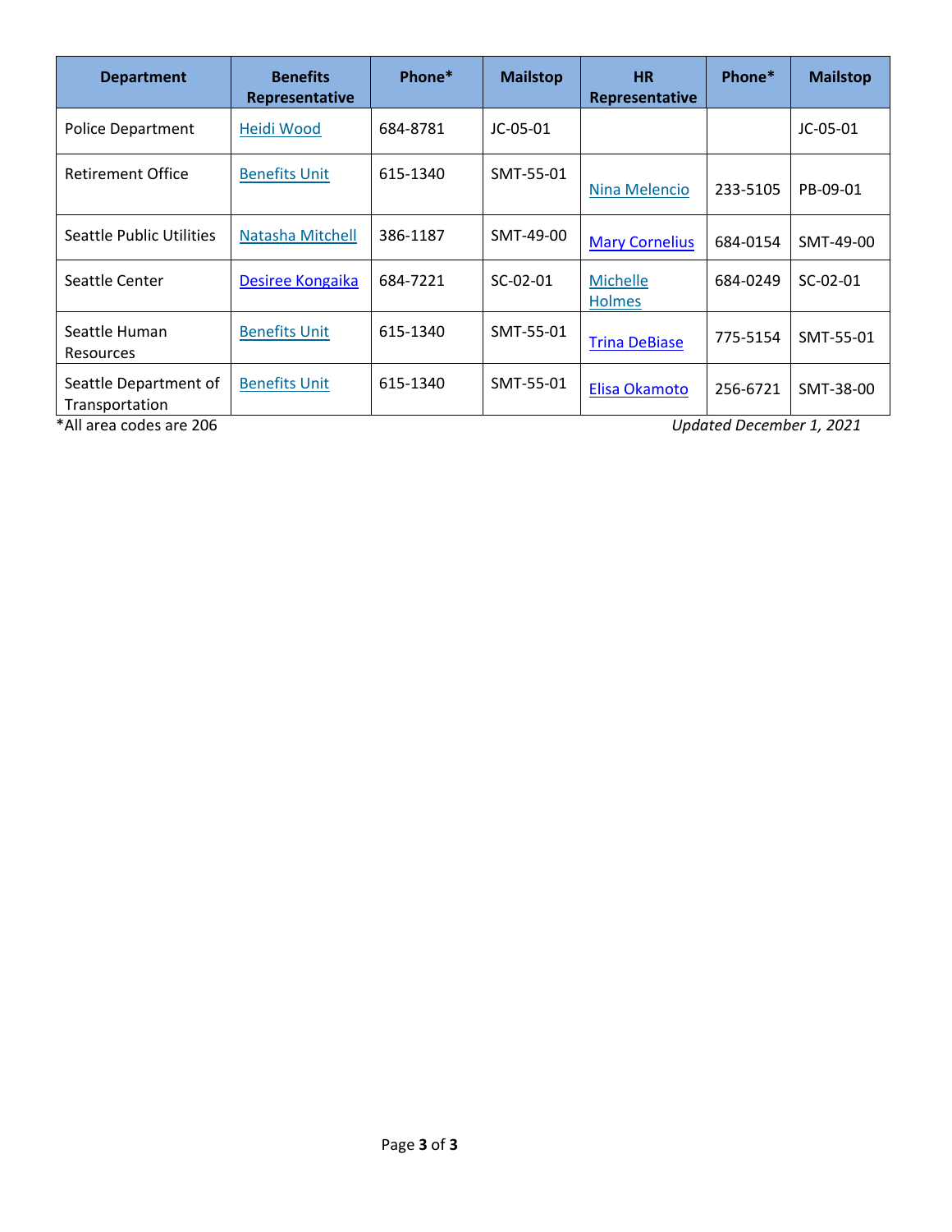| Department | Benefits Representative | Phone* | Mailstop | HR Representative | Phone* | Mailstop |
|---|---|---|---|---|---|---|
| Police Department | Heidi Wood | 684-8781 | JC-05-01 | | | JC-05-01 |
| Retirement Office | Benefits Unit | 615-1340 | SMT-55-01 | Nina Melencio | 233-5105 | PB-09-01 |
| Seattle Public Utilities | Natasha Mitchell | 386-1187 | SMT-49-00 | Mary Cornelius | 684-0154 | SMT-49-00 |
| Seattle Center | Desiree Kongaika | 684-7221 | SC-02-01 | Michelle Holmes | 684-0249 | SC-02-01 |
| Seattle Human Resources | Benefits Unit | 615-1340 | SMT-55-01 | Trina DeBiase | 775-5154 | SMT-55-01 |
| Seattle Department of Transportation | Benefits Unit | 615-1340 | SMT-55-01 | Elisa Okamoto | 256-6721 | SMT-38-00 |

*All area codes are 206

*Updated December 1, 2021*